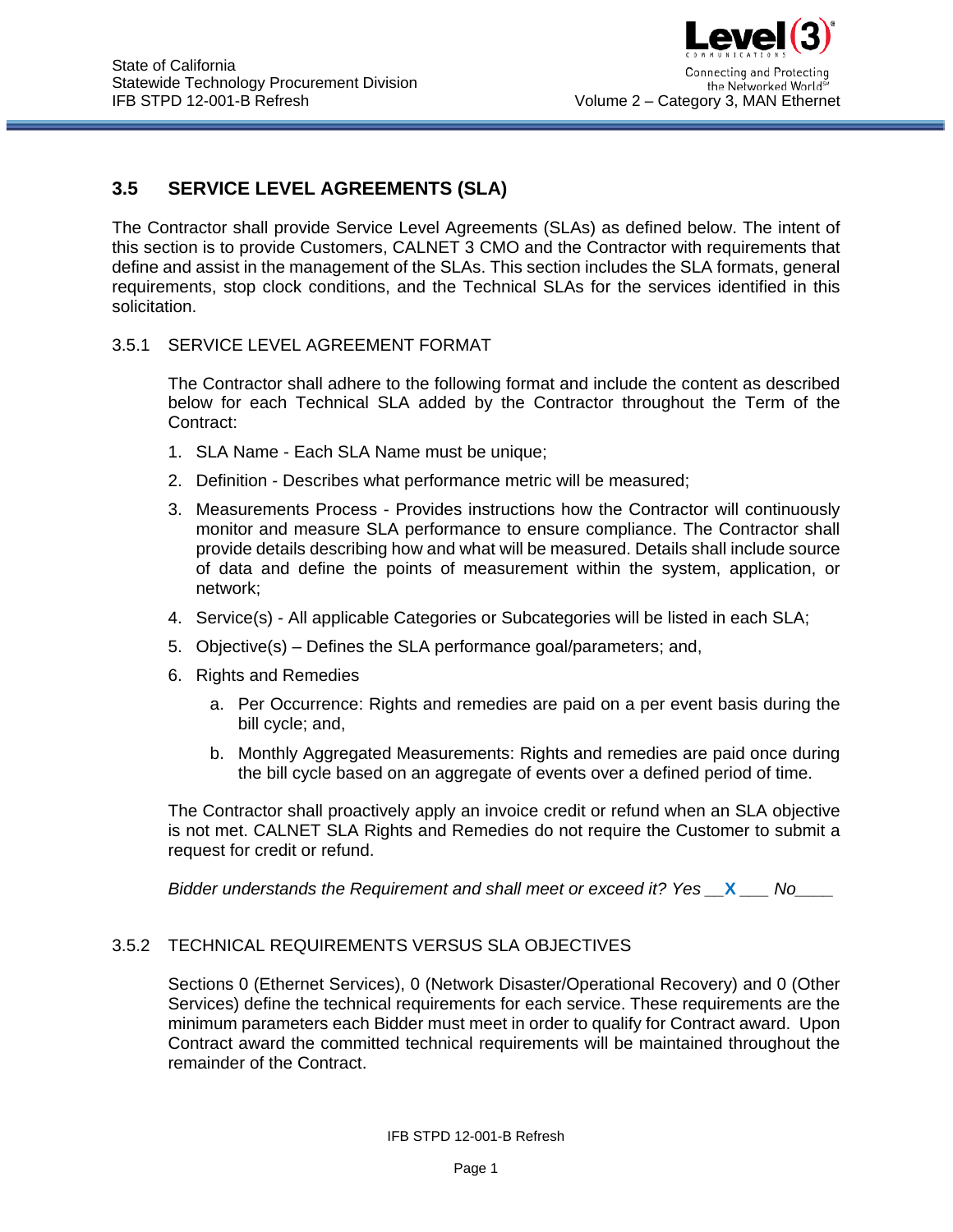## 3.5 SERVICE LEVEL AGREEMENTS (SLA)

The Contractor shall provide Service Level Agreements (SLAs) as defined below. The intent of this section is to provide Customers, CALNET 3 CMO and the Contractor with requirements that define and assist in the management of the SLAs. This section includes the SLA formats, general requirements, stop clock conditions, and the Technical SLAs for the services identified in this solicitation.

### 3.5.1 SERVICE LEVEL AGREEMENT FORMAT

The Contractor shall adhere to the following format and include the content as described below for each Technical SLA added by the Contractor throughout the Term of the Contract:

1. SLA Name - Each SLA Name must be unique;
2. Definition - Describes what performance metric will be measured;
3. Measurements Process - Provides instructions how the Contractor will continuously monitor and measure SLA performance to ensure compliance. The Contractor shall provide details describing how and what will be measured. Details shall include source of data and define the points of measurement within the system, application, or network;
4. Service(s) - All applicable Categories or Subcategories will be listed in each SLA;
5. Objective(s) – Defines the SLA performance goal/parameters; and,
6. Rights and Remedies
   a. Per Occurrence: Rights and remedies are paid on a per event basis during the bill cycle; and,
   b. Monthly Aggregated Measurements: Rights and remedies are paid once during the bill cycle based on an aggregate of events over a defined period of time.

The Contractor shall proactively apply an invoice credit or refund when an SLA objective is not met. CALNET SLA Rights and Remedies do not require the Customer to submit a request for credit or refund.

*Bidder understands the Requirement and shall meet or exceed it? Yes __**X**___ No____*

### 3.5.2 TECHNICAL REQUIREMENTS VERSUS SLA OBJECTIVES

Sections 0 (Ethernet Services), 0 (Network Disaster/Operational Recovery) and 0 (Other Services) define the technical requirements for each service. These requirements are the minimum parameters each Bidder must meet in order to qualify for Contract award. Upon Contract award the committed technical requirements will be maintained throughout the remainder of the Contract.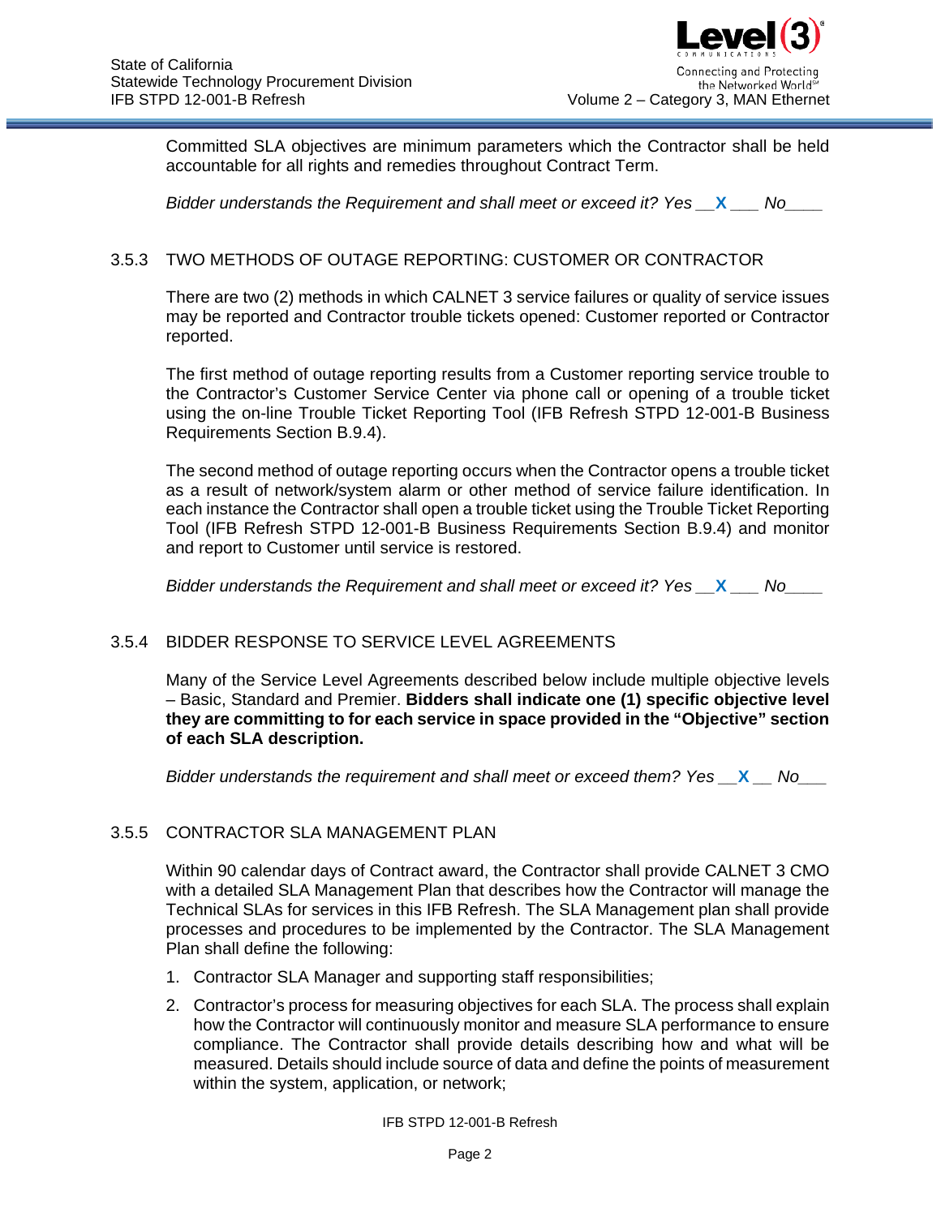Committed SLA objectives are minimum parameters which the Contractor shall be held accountable for all rights and remedies throughout Contract Term.

*Bidder understands the Requirement and shall meet or exceed it? Yes \_\_**X**\_\_\_ No\_\_\_\_*

### 3.5.3 TWO METHODS OF OUTAGE REPORTING: CUSTOMER OR CONTRACTOR

There are two (2) methods in which CALNET 3 service failures or quality of service issues may be reported and Contractor trouble tickets opened: Customer reported or Contractor reported.

The first method of outage reporting results from a Customer reporting service trouble to the Contractor's Customer Service Center via phone call or opening of a trouble ticket using the on-line Trouble Ticket Reporting Tool (IFB Refresh STPD 12-001-B Business Requirements Section B.9.4).

The second method of outage reporting occurs when the Contractor opens a trouble ticket as a result of network/system alarm or other method of service failure identification. In each instance the Contractor shall open a trouble ticket using the Trouble Ticket Reporting Tool (IFB Refresh STPD 12-001-B Business Requirements Section B.9.4) and monitor and report to Customer until service is restored.

*Bidder understands the Requirement and shall meet or exceed it? Yes \_\_**X**\_\_\_ No\_\_\_\_*

### 3.5.4 BIDDER RESPONSE TO SERVICE LEVEL AGREEMENTS

Many of the Service Level Agreements described below include multiple objective levels – Basic, Standard and Premier. **Bidders shall indicate one (1) specific objective level they are committing to for each service in space provided in the "Objective" section of each SLA description.**

*Bidder understands the requirement and shall meet or exceed them? Yes \_\_**X**\_\_ No\_\_\_*

### 3.5.5 CONTRACTOR SLA MANAGEMENT PLAN

Within 90 calendar days of Contract award, the Contractor shall provide CALNET 3 CMO with a detailed SLA Management Plan that describes how the Contractor will manage the Technical SLAs for services in this IFB Refresh. The SLA Management plan shall provide processes and procedures to be implemented by the Contractor. The SLA Management Plan shall define the following:

1. Contractor SLA Manager and supporting staff responsibilities;
2. Contractor's process for measuring objectives for each SLA. The process shall explain how the Contractor will continuously monitor and measure SLA performance to ensure compliance. The Contractor shall provide details describing how and what will be measured. Details should include source of data and define the points of measurement within the system, application, or network;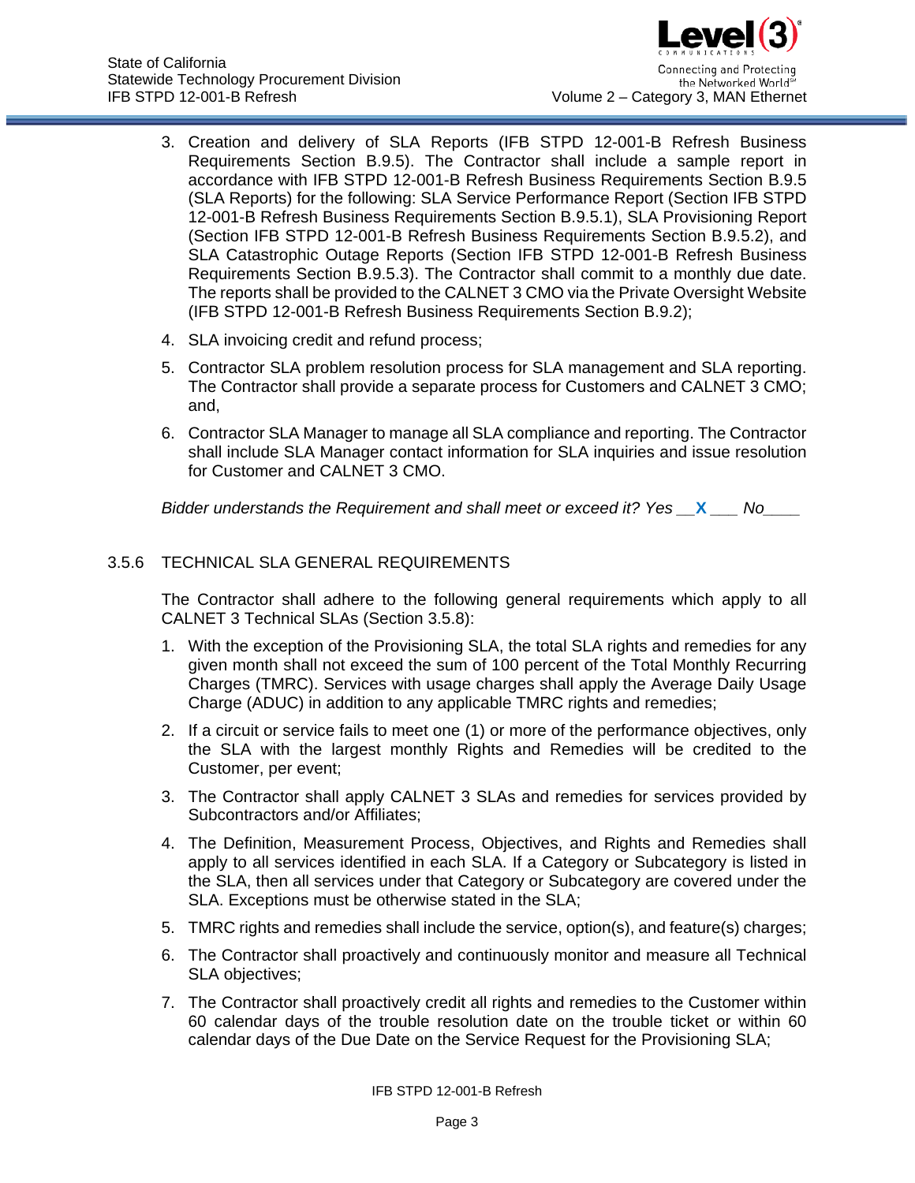3. Creation and delivery of SLA Reports (IFB STPD 12-001-B Refresh Business Requirements Section B.9.5). The Contractor shall include a sample report in accordance with IFB STPD 12-001-B Refresh Business Requirements Section B.9.5 (SLA Reports) for the following: SLA Service Performance Report (Section IFB STPD 12-001-B Refresh Business Requirements Section B.9.5.1), SLA Provisioning Report (Section IFB STPD 12-001-B Refresh Business Requirements Section B.9.5.2), and SLA Catastrophic Outage Reports (Section IFB STPD 12-001-B Refresh Business Requirements Section B.9.5.3). The Contractor shall commit to a monthly due date. The reports shall be provided to the CALNET 3 CMO via the Private Oversight Website (IFB STPD 12-001-B Refresh Business Requirements Section B.9.2);
4. SLA invoicing credit and refund process;
5. Contractor SLA problem resolution process for SLA management and SLA reporting. The Contractor shall provide a separate process for Customers and CALNET 3 CMO; and,
6. Contractor SLA Manager to manage all SLA compliance and reporting. The Contractor shall include SLA Manager contact information for SLA inquiries and issue resolution for Customer and CALNET 3 CMO.

*Bidder understands the Requirement and shall meet or exceed it? Yes __***X**___ *No____*

### 3.5.6 TECHNICAL SLA GENERAL REQUIREMENTS

The Contractor shall adhere to the following general requirements which apply to all CALNET 3 Technical SLAs (Section 3.5.8):

1. With the exception of the Provisioning SLA, the total SLA rights and remedies for any given month shall not exceed the sum of 100 percent of the Total Monthly Recurring Charges (TMRC). Services with usage charges shall apply the Average Daily Usage Charge (ADUC) in addition to any applicable TMRC rights and remedies;
2. If a circuit or service fails to meet one (1) or more of the performance objectives, only the SLA with the largest monthly Rights and Remedies will be credited to the Customer, per event;
3. The Contractor shall apply CALNET 3 SLAs and remedies for services provided by Subcontractors and/or Affiliates;
4. The Definition, Measurement Process, Objectives, and Rights and Remedies shall apply to all services identified in each SLA. If a Category or Subcategory is listed in the SLA, then all services under that Category or Subcategory are covered under the SLA. Exceptions must be otherwise stated in the SLA;
5. TMRC rights and remedies shall include the service, option(s), and feature(s) charges;
6. The Contractor shall proactively and continuously monitor and measure all Technical SLA objectives;
7. The Contractor shall proactively credit all rights and remedies to the Customer within 60 calendar days of the trouble resolution date on the trouble ticket or within 60 calendar days of the Due Date on the Service Request for the Provisioning SLA;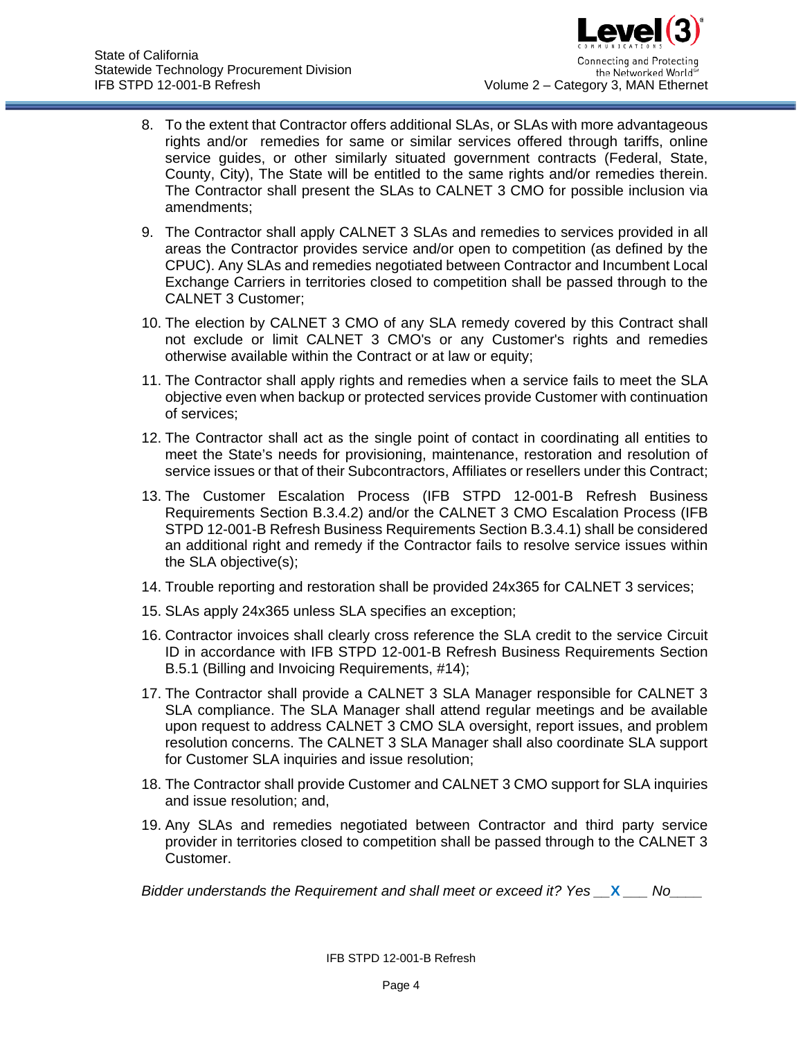8. To the extent that Contractor offers additional SLAs, or SLAs with more advantageous rights and/or remedies for same or similar services offered through tariffs, online service guides, or other similarly situated government contracts (Federal, State, County, City), The State will be entitled to the same rights and/or remedies therein. The Contractor shall present the SLAs to CALNET 3 CMO for possible inclusion via amendments;

9. The Contractor shall apply CALNET 3 SLAs and remedies to services provided in all areas the Contractor provides service and/or open to competition (as defined by the CPUC). Any SLAs and remedies negotiated between Contractor and Incumbent Local Exchange Carriers in territories closed to competition shall be passed through to the CALNET 3 Customer;

10. The election by CALNET 3 CMO of any SLA remedy covered by this Contract shall not exclude or limit CALNET 3 CMO's or any Customer's rights and remedies otherwise available within the Contract or at law or equity;

11. The Contractor shall apply rights and remedies when a service fails to meet the SLA objective even when backup or protected services provide Customer with continuation of services;

12. The Contractor shall act as the single point of contact in coordinating all entities to meet the State's needs for provisioning, maintenance, restoration and resolution of service issues or that of their Subcontractors, Affiliates or resellers under this Contract;

13. The Customer Escalation Process (IFB STPD 12-001-B Refresh Business Requirements Section B.3.4.2) and/or the CALNET 3 CMO Escalation Process (IFB STPD 12-001-B Refresh Business Requirements Section B.3.4.1) shall be considered an additional right and remedy if the Contractor fails to resolve service issues within the SLA objective(s);

14. Trouble reporting and restoration shall be provided 24x365 for CALNET 3 services;

15. SLAs apply 24x365 unless SLA specifies an exception;

16. Contractor invoices shall clearly cross reference the SLA credit to the service Circuit ID in accordance with IFB STPD 12-001-B Refresh Business Requirements Section B.5.1 (Billing and Invoicing Requirements, #14);

17. The Contractor shall provide a CALNET 3 SLA Manager responsible for CALNET 3 SLA compliance. The SLA Manager shall attend regular meetings and be available upon request to address CALNET 3 CMO SLA oversight, report issues, and problem resolution concerns. The CALNET 3 SLA Manager shall also coordinate SLA support for Customer SLA inquiries and issue resolution;

18. The Contractor shall provide Customer and CALNET 3 CMO support for SLA inquiries and issue resolution; and,

19. Any SLAs and remedies negotiated between Contractor and third party service provider in territories closed to competition shall be passed through to the CALNET 3 Customer.

*Bidder understands the Requirement and shall meet or exceed it? Yes __**X**___ No____*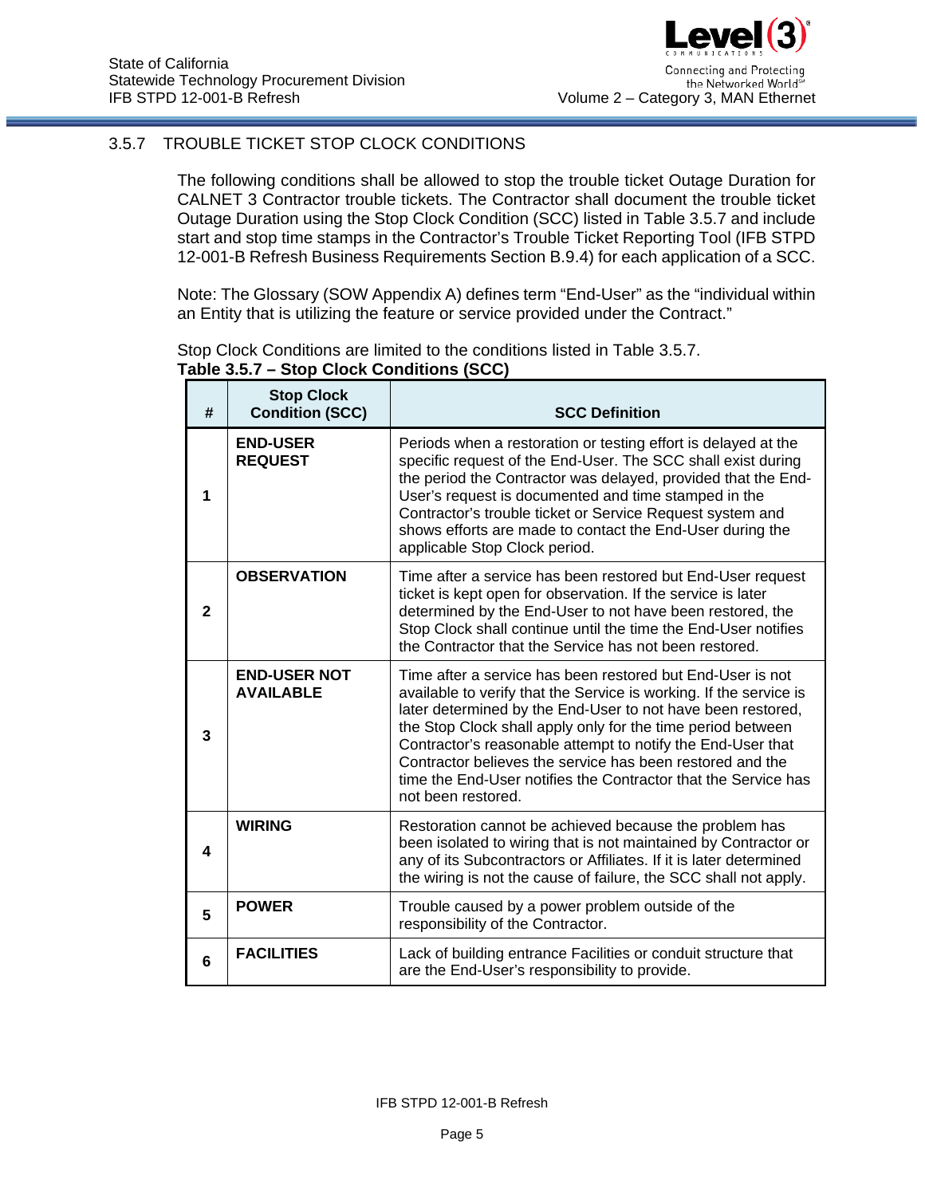### 3.5.7 TROUBLE TICKET STOP CLOCK CONDITIONS

The following conditions shall be allowed to stop the trouble ticket Outage Duration for CALNET 3 Contractor trouble tickets. The Contractor shall document the trouble ticket Outage Duration using the Stop Clock Condition (SCC) listed in Table 3.5.7 and include start and stop time stamps in the Contractor's Trouble Ticket Reporting Tool (IFB STPD 12-001-B Refresh Business Requirements Section B.9.4) for each application of a SCC.

Note: The Glossary (SOW Appendix A) defines term "End-User" as the "individual within an Entity that is utilizing the feature or service provided under the Contract."

Stop Clock Conditions are limited to the conditions listed in Table 3.5.7.

**Table 3.5.7 – Stop Clock Conditions (SCC)**

| # | Stop Clock Condition (SCC) | SCC Definition |
|---|---|---|
| 1 | **END-USER REQUEST** | Periods when a restoration or testing effort is delayed at the specific request of the End-User. The SCC shall exist during the period the Contractor was delayed, provided that the End-User's request is documented and time stamped in the Contractor's trouble ticket or Service Request system and shows efforts are made to contact the End-User during the applicable Stop Clock period. |
| 2 | **OBSERVATION** | Time after a service has been restored but End-User request ticket is kept open for observation. If the service is later determined by the End-User to not have been restored, the Stop Clock shall continue until the time the End-User notifies the Contractor that the Service has not been restored. |
| 3 | **END-USER NOT AVAILABLE** | Time after a service has been restored but End-User is not available to verify that the Service is working. If the service is later determined by the End-User to not have been restored, the Stop Clock shall apply only for the time period between Contractor's reasonable attempt to notify the End-User that Contractor believes the service has been restored and the time the End-User notifies the Contractor that the Service has not been restored. |
| 4 | **WIRING** | Restoration cannot be achieved because the problem has been isolated to wiring that is not maintained by Contractor or any of its Subcontractors or Affiliates. If it is later determined the wiring is not the cause of failure, the SCC shall not apply. |
| 5 | **POWER** | Trouble caused by a power problem outside of the responsibility of the Contractor. |
| 6 | **FACILITIES** | Lack of building entrance Facilities or conduit structure that are the End-User's responsibility to provide. |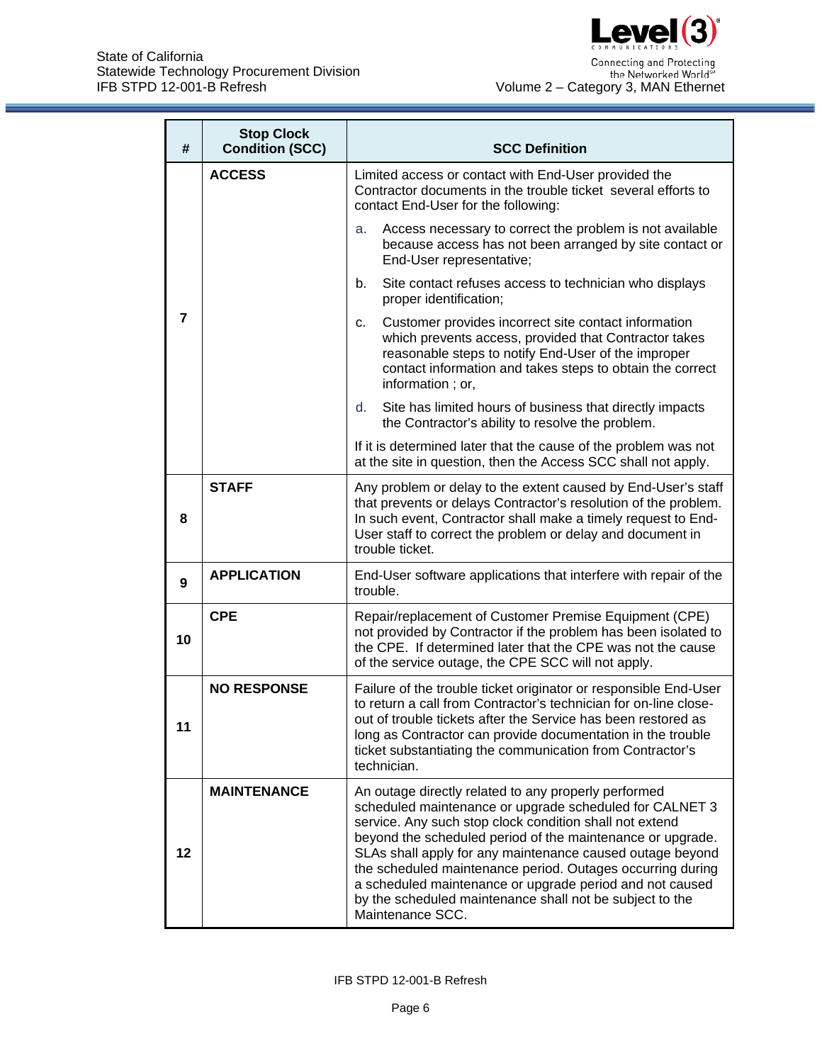| # | Stop Clock Condition (SCC) | SCC Definition |
|---|---|---|
| 7 | **ACCESS** | Limited access or contact with End-User provided the Contractor documents in the trouble ticket several efforts to contact End-User for the following:<br>a. Access necessary to correct the problem is not available because access has not been arranged by site contact or End-User representative;<br>b. Site contact refuses access to technician who displays proper identification;<br>c. Customer provides incorrect site contact information which prevents access, provided that Contractor takes reasonable steps to notify End-User of the improper contact information and takes steps to obtain the correct information ; or,<br>d. Site has limited hours of business that directly impacts the Contractor's ability to resolve the problem.<br>If it is determined later that the cause of the problem was not at the site in question, then the Access SCC shall not apply. |
| 8 | **STAFF** | Any problem or delay to the extent caused by End-User's staff that prevents or delays Contractor's resolution of the problem. In such event, Contractor shall make a timely request to End-User staff to correct the problem or delay and document in trouble ticket. |
| 9 | **APPLICATION** | End-User software applications that interfere with repair of the trouble. |
| 10 | **CPE** | Repair/replacement of Customer Premise Equipment (CPE) not provided by Contractor if the problem has been isolated to the CPE. If determined later that the CPE was not the cause of the service outage, the CPE SCC will not apply. |
| 11 | **NO RESPONSE** | Failure of the trouble ticket originator or responsible End-User to return a call from Contractor's technician for on-line close-out of trouble tickets after the Service has been restored as long as Contractor can provide documentation in the trouble ticket substantiating the communication from Contractor's technician. |
| 12 | **MAINTENANCE** | An outage directly related to any properly performed scheduled maintenance or upgrade scheduled for CALNET 3 service. Any such stop clock condition shall not extend beyond the scheduled period of the maintenance or upgrade. SLAs shall apply for any maintenance caused outage beyond the scheduled maintenance period. Outages occurring during a scheduled maintenance or upgrade period and not caused by the scheduled maintenance shall not be subject to the Maintenance SCC. |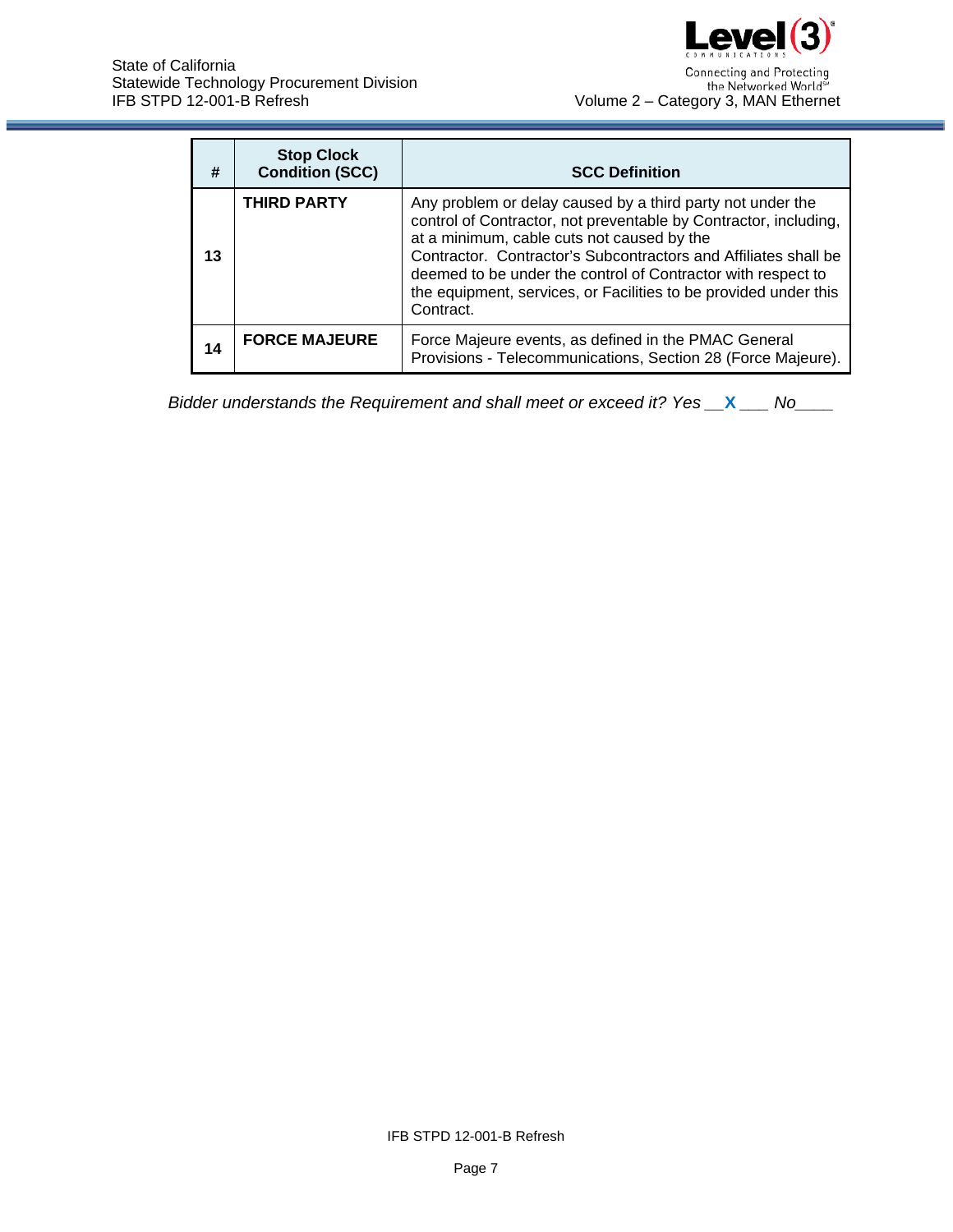| # | Stop Clock Condition (SCC) | SCC Definition |
|---|---|---|
| **13** | **THIRD PARTY** | Any problem or delay caused by a third party not under the control of Contractor, not preventable by Contractor, including, at a minimum, cable cuts not caused by the Contractor.  Contractor's Subcontractors and Affiliates shall be deemed to be under the control of Contractor with respect to the equipment, services, or Facilities to be provided under this Contract. |
| **14** | **FORCE MAJEURE** | Force Majeure events, as defined in the PMAC General Provisions - Telecommunications, Section 28 (Force Majeure). |

*Bidder understands the Requirement and shall meet or exceed it? Yes __X___ No____*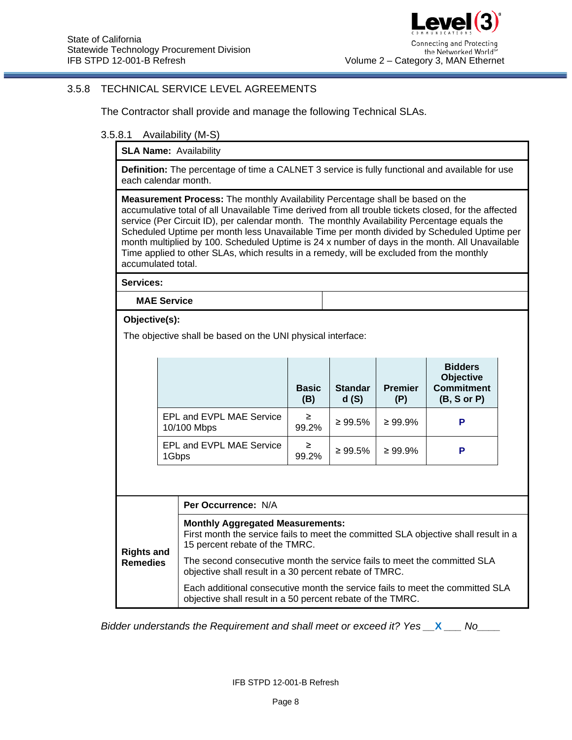### 3.5.8 TECHNICAL SERVICE LEVEL AGREEMENTS

The Contractor shall provide and manage the following Technical SLAs.

#### 3.5.8.1 Availability (M-S)

**SLA Name:** Availability

**Definition:** The percentage of time a CALNET 3 service is fully functional and available for use each calendar month.

**Measurement Process:** The monthly Availability Percentage shall be based on the accumulative total of all Unavailable Time derived from all trouble tickets closed, for the affected service (Per Circuit ID), per calendar month. The monthly Availability Percentage equals the Scheduled Uptime per month less Unavailable Time per month divided by Scheduled Uptime per month multiplied by 100. Scheduled Uptime is 24 x number of days in the month. All Unavailable Time applied to other SLAs, which results in a remedy, will be excluded from the monthly accumulated total.

**Services:**

**MAE Service**

**Objective(s):**

The objective shall be based on the UNI physical interface:

| | Basic (B) | Standard (S) | Premier (P) | Bidders Objective Commitment (B, S or P) |
|---|---|---|---|---|
| EPL and EVPL MAE Service 10/100 Mbps | ≥ 99.2% | ≥ 99.5% | ≥ 99.9% | P |
| EPL and EVPL MAE Service 1Gbps | ≥ 99.2% | ≥ 99.5% | ≥ 99.9% | P |

**Rights and Remedies**

**Per Occurrence:** N/A

**Monthly Aggregated Measurements:**
First month the service fails to meet the committed SLA objective shall result in a 15 percent rebate of the TMRC.

The second consecutive month the service fails to meet the committed SLA objective shall result in a 30 percent rebate of TMRC.

Each additional consecutive month the service fails to meet the committed SLA objective shall result in a 50 percent rebate of the TMRC.

*Bidder understands the Requirement and shall meet or exceed it? Yes \_\_X\_\_\_ No\_\_\_\_*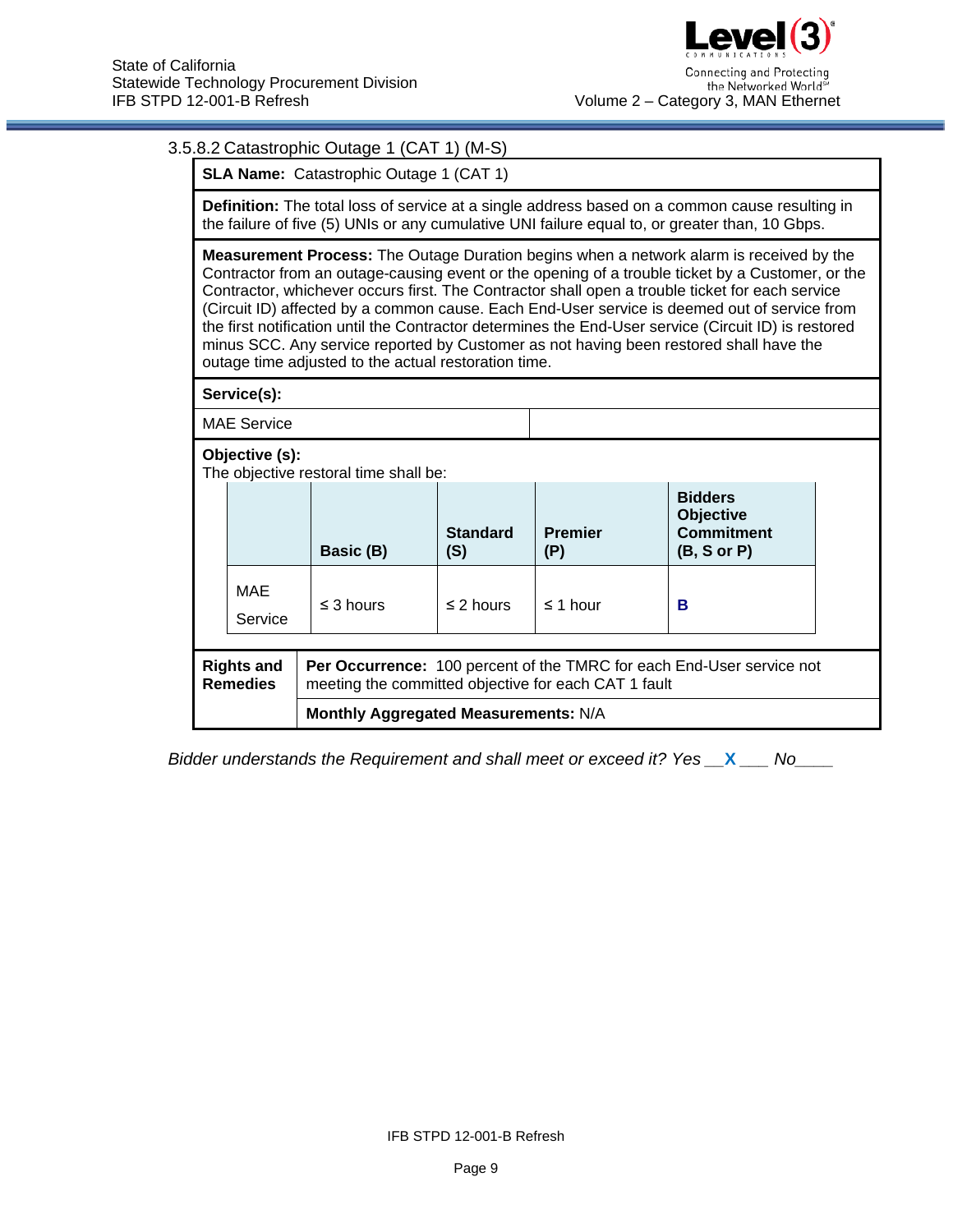### 3.5.8.2 Catastrophic Outage 1 (CAT 1) (M-S)

**SLA Name:** Catastrophic Outage 1 (CAT 1)

**Definition:** The total loss of service at a single address based on a common cause resulting in the failure of five (5) UNIs or any cumulative UNI failure equal to, or greater than, 10 Gbps.

**Measurement Process:** The Outage Duration begins when a network alarm is received by the Contractor from an outage-causing event or the opening of a trouble ticket by a Customer, or the Contractor, whichever occurs first. The Contractor shall open a trouble ticket for each service (Circuit ID) affected by a common cause. Each End-User service is deemed out of service from the first notification until the Contractor determines the End-User service (Circuit ID) is restored minus SCC. Any service reported by Customer as not having been restored shall have the outage time adjusted to the actual restoration time.

**Service(s):**

MAE Service

**Objective (s):**
The objective restoral time shall be:

| | Basic (B) | Standard (S) | Premier (P) | Bidders Objective Commitment (B, S or P) |
|---|---|---|---|---|
| MAE Service | ≤ 3 hours | ≤ 2 hours | ≤ 1 hour | B |

| Rights and Remedies | |
|---|---|
| | **Per Occurrence:** 100 percent of the TMRC for each End-User service not meeting the committed objective for each CAT 1 fault |
| | **Monthly Aggregated Measurements:** N/A |

*Bidder understands the Requirement and shall meet or exceed it? Yes __X___ No____*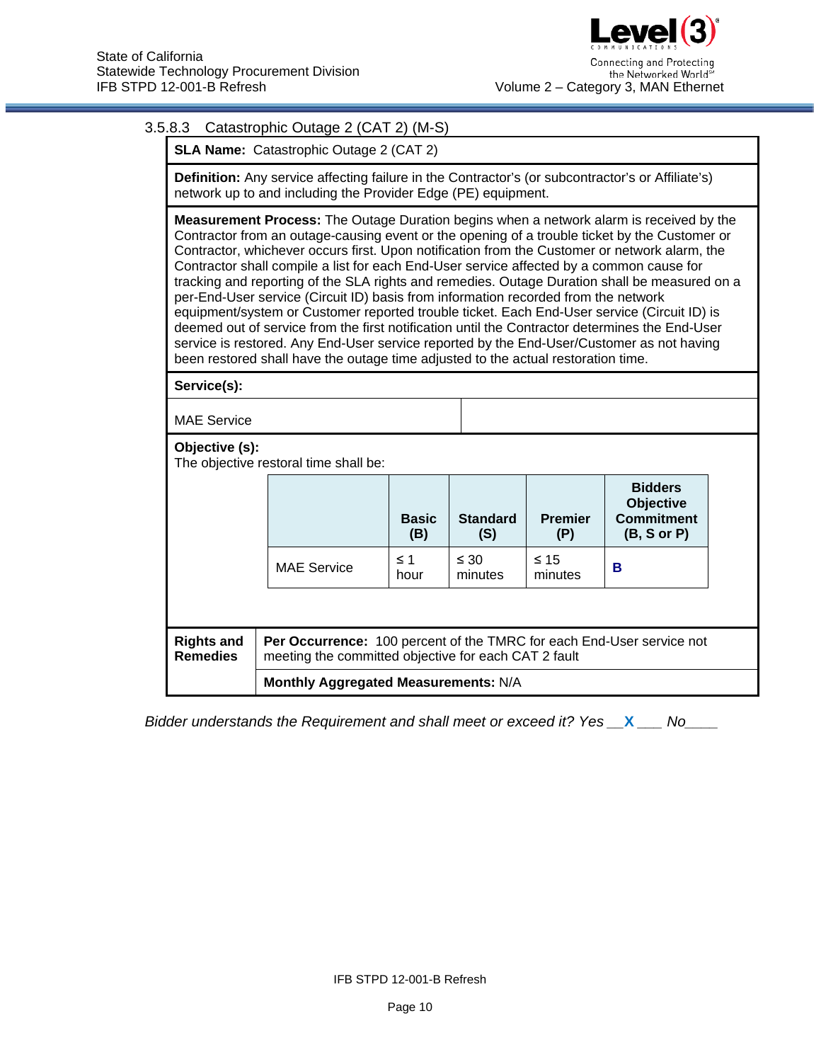### 3.5.8.3 Catastrophic Outage 2 (CAT 2) (M-S)

**SLA Name:** Catastrophic Outage 2 (CAT 2)

**Definition:** Any service affecting failure in the Contractor's (or subcontractor's or Affiliate's) network up to and including the Provider Edge (PE) equipment.

**Measurement Process:** The Outage Duration begins when a network alarm is received by the Contractor from an outage-causing event or the opening of a trouble ticket by the Customer or Contractor, whichever occurs first. Upon notification from the Customer or network alarm, the Contractor shall compile a list for each End-User service affected by a common cause for tracking and reporting of the SLA rights and remedies. Outage Duration shall be measured on a per-End-User service (Circuit ID) basis from information recorded from the network equipment/system or Customer reported trouble ticket. Each End-User service (Circuit ID) is deemed out of service from the first notification until the Contractor determines the End-User service is restored. Any End-User service reported by the End-User/Customer as not having been restored shall have the outage time adjusted to the actual restoration time.

**Service(s):**

MAE Service

**Objective (s):**
The objective restoral time shall be:

| | Basic (B) | Standard (S) | Premier (P) | Bidders Objective Commitment (B, S or P) |
|---|---|---|---|---|
| MAE Service | ≤ 1 hour | ≤ 30 minutes | ≤ 15 minutes | B |

**Rights and Remedies**

**Per Occurrence:** 100 percent of the TMRC for each End-User service not meeting the committed objective for each CAT 2 fault

**Monthly Aggregated Measurements:** N/A

*Bidder understands the Requirement and shall meet or exceed it? Yes __X___ No____*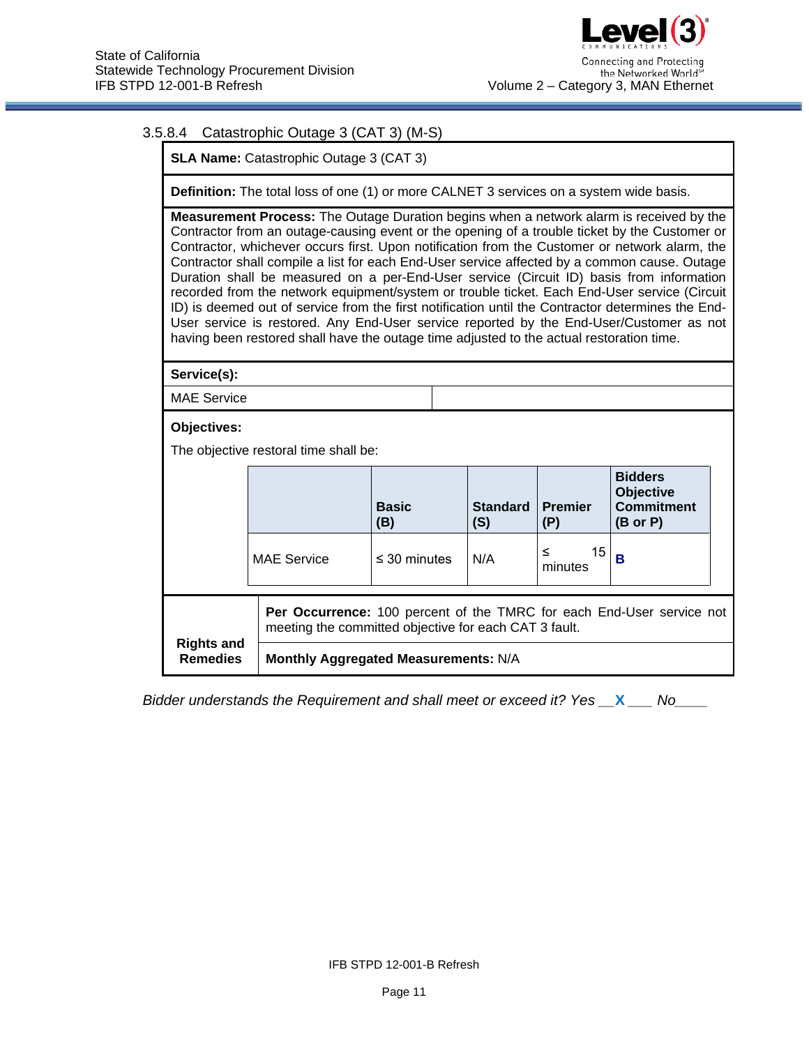### 3.5.8.4 Catastrophic Outage 3 (CAT 3) (M-S)

**SLA Name:** Catastrophic Outage 3 (CAT 3)

**Definition:** The total loss of one (1) or more CALNET 3 services on a system wide basis.

**Measurement Process:** The Outage Duration begins when a network alarm is received by the Contractor from an outage-causing event or the opening of a trouble ticket by the Customer or Contractor, whichever occurs first. Upon notification from the Customer or network alarm, the Contractor shall compile a list for each End-User service affected by a common cause. Outage Duration shall be measured on a per-End-User service (Circuit ID) basis from information recorded from the network equipment/system or trouble ticket. Each End-User service (Circuit ID) is deemed out of service from the first notification until the Contractor determines the End-User service is restored. Any End-User service reported by the End-User/Customer as not having been restored shall have the outage time adjusted to the actual restoration time.

**Service(s):**

MAE Service

**Objectives:**

The objective restoral time shall be:

| | Basic (B) | Standard (S) | Premier (P) | Bidders Objective Commitment (B or P) |
|---|---|---|---|---|
| MAE Service | ≤ 30 minutes | N/A | ≤ 15 minutes | B |

**Rights and Remedies**

**Per Occurrence:** 100 percent of the TMRC for each End-User service not meeting the committed objective for each CAT 3 fault.

**Monthly Aggregated Measurements:** N/A

*Bidder understands the Requirement and shall meet or exceed it? Yes __X___ No____*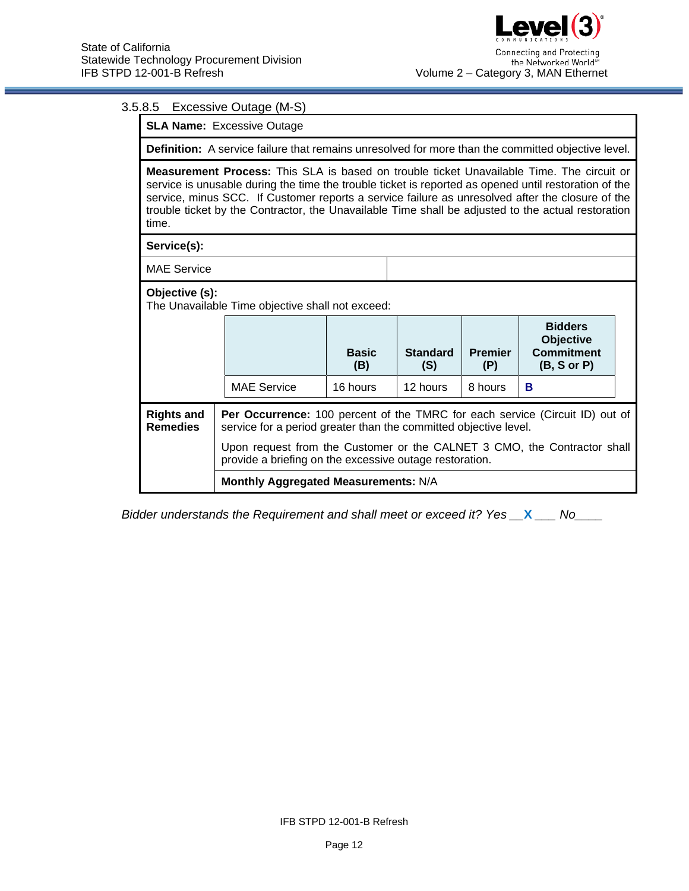### 3.5.8.5 Excessive Outage (M-S)

| **SLA Name:** Excessive Outage | |
|---|---|
| **Definition:** A service failure that remains unresolved for more than the committed objective level. | |
| **Measurement Process:** This SLA is based on trouble ticket Unavailable Time. The circuit or service is unusable during the time the trouble ticket is reported as opened until restoration of the service, minus SCC. If Customer reports a service failure as unresolved after the closure of the trouble ticket by the Contractor, the Unavailable Time shall be adjusted to the actual restoration time. | |
| **Service(s):** | |
| MAE Service | |
| **Objective (s):** The Unavailable Time objective shall not exceed: | |

| | Basic (B) | Standard (S) | Premier (P) | Bidders Objective Commitment (B, S or P) |
|---|---|---|---|---|
| MAE Service | 16 hours | 12 hours | 8 hours | B |

| | |
|---|---|
| **Rights and Remedies** | **Per Occurrence:** 100 percent of the TMRC for each service (Circuit ID) out of service for a period greater than the committed objective level.<br><br>Upon request from the Customer or the CALNET 3 CMO, the Contractor shall provide a briefing on the excessive outage restoration. |
| | **Monthly Aggregated Measurements:** N/A |

*Bidder understands the Requirement and shall meet or exceed it? Yes __X___ No____*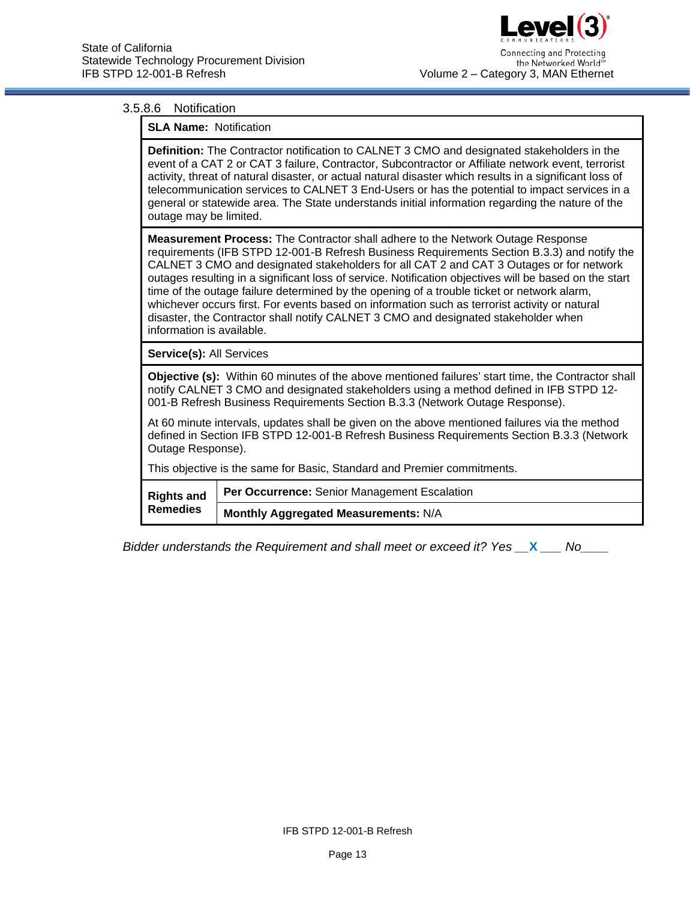#### 3.5.8.6 Notification

| **SLA Name:** Notification | |
|---|---|
| **Definition:** The Contractor notification to CALNET 3 CMO and designated stakeholders in the event of a CAT 2 or CAT 3 failure, Contractor, Subcontractor or Affiliate network event, terrorist activity, threat of natural disaster, or actual natural disaster which results in a significant loss of telecommunication services to CALNET 3 End-Users or has the potential to impact services in a general or statewide area. The State understands initial information regarding the nature of the outage may be limited. | |
| **Measurement Process:** The Contractor shall adhere to the Network Outage Response requirements (IFB STPD 12-001-B Refresh Business Requirements Section B.3.3) and notify the CALNET 3 CMO and designated stakeholders for all CAT 2 and CAT 3 Outages or for network outages resulting in a significant loss of service. Notification objectives will be based on the start time of the outage failure determined by the opening of a trouble ticket or network alarm, whichever occurs first. For events based on information such as terrorist activity or natural disaster, the Contractor shall notify CALNET 3 CMO and designated stakeholder when information is available. | |
| **Service(s):** All Services | |
| **Objective (s):** Within 60 minutes of the above mentioned failures' start time, the Contractor shall notify CALNET 3 CMO and designated stakeholders using a method defined in IFB STPD 12-001-B Refresh Business Requirements Section B.3.3 (Network Outage Response).<br><br>At 60 minute intervals, updates shall be given on the above mentioned failures via the method defined in Section IFB STPD 12-001-B Refresh Business Requirements Section B.3.3 (Network Outage Response).<br><br>This objective is the same for Basic, Standard and Premier commitments. | |
| **Rights and Remedies** | **Per Occurrence:** Senior Management Escalation |
| | **Monthly Aggregated Measurements:** N/A |

*Bidder understands the Requirement and shall meet or exceed it? Yes \_\_X\_\_\_ No\_\_\_\_*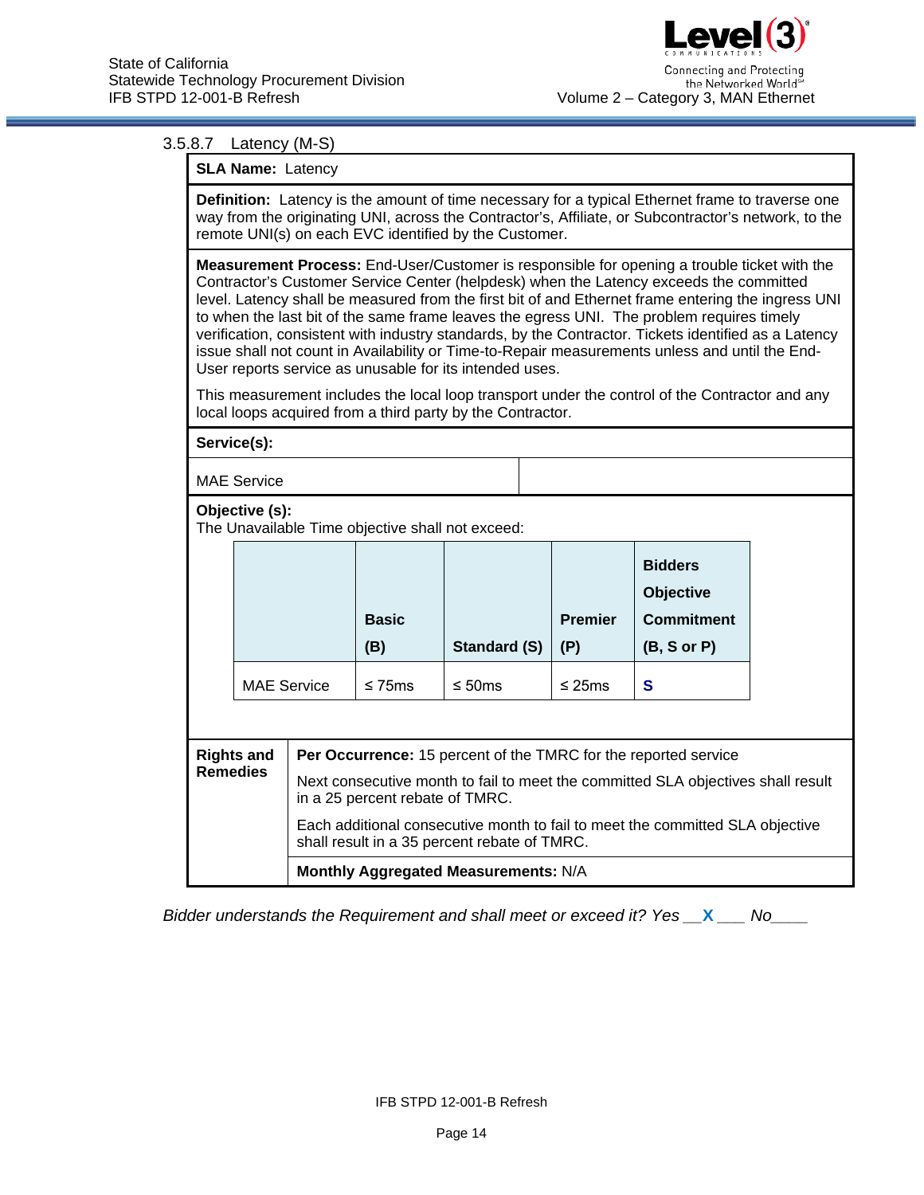3.5.8.7 Latency (M-S)

**SLA Name:** Latency

**Definition:** Latency is the amount of time necessary for a typical Ethernet frame to traverse one way from the originating UNI, across the Contractor's, Affiliate, or Subcontractor's network, to the remote UNI(s) on each EVC identified by the Customer.

**Measurement Process:** End-User/Customer is responsible for opening a trouble ticket with the Contractor's Customer Service Center (helpdesk) when the Latency exceeds the committed level. Latency shall be measured from the first bit of and Ethernet frame entering the ingress UNI to when the last bit of the same frame leaves the egress UNI. The problem requires timely verification, consistent with industry standards, by the Contractor. Tickets identified as a Latency issue shall not count in Availability or Time-to-Repair measurements unless and until the End-User reports service as unusable for its intended uses.

This measurement includes the local loop transport under the control of the Contractor and any local loops acquired from a third party by the Contractor.

**Service(s):**

MAE Service

**Objective (s):**
The Unavailable Time objective shall not exceed:

| | **Basic (B)** | **Standard (S)** | **Premier (P)** | **Bidders Objective Commitment (B, S or P)** |
|---|---|---|---|---|
| MAE Service | ≤ 75ms | ≤ 50ms | ≤ 25ms | **S** |

**Rights and Remedies**

**Per Occurrence:** 15 percent of the TMRC for the reported service

Next consecutive month to fail to meet the committed SLA objectives shall result in a 25 percent rebate of TMRC.

Each additional consecutive month to fail to meet the committed SLA objective shall result in a 35 percent rebate of TMRC.

**Monthly Aggregated Measurements:** N/A

*Bidder understands the Requirement and shall meet or exceed it? Yes \_\_**X**\_\_\_ No\_\_\_\_*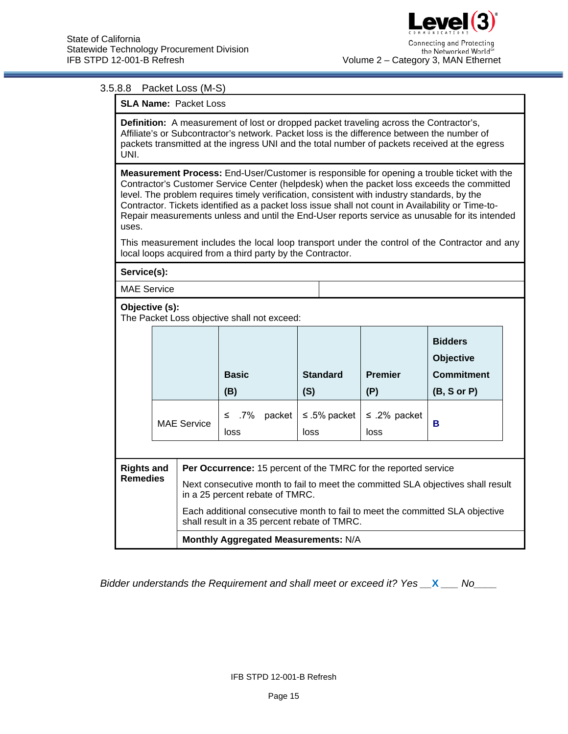### 3.5.8.8 Packet Loss (M-S)

**SLA Name:** Packet Loss

**Definition:** A measurement of lost or dropped packet traveling across the Contractor's, Affiliate's or Subcontractor's network. Packet loss is the difference between the number of packets transmitted at the ingress UNI and the total number of packets received at the egress UNI.

**Measurement Process:** End-User/Customer is responsible for opening a trouble ticket with the Contractor's Customer Service Center (helpdesk) when the packet loss exceeds the committed level. The problem requires timely verification, consistent with industry standards, by the Contractor. Tickets identified as a packet loss issue shall not count in Availability or Time-to-Repair measurements unless and until the End-User reports service as unusable for its intended uses.

This measurement includes the local loop transport under the control of the Contractor and any local loops acquired from a third party by the Contractor.

**Service(s):**

MAE Service

**Objective (s):**
The Packet Loss objective shall not exceed:

| | Basic (B) | Standard (S) | Premier (P) | Bidders Objective Commitment (B, S or P) |
|---|---|---|---|---|
| MAE Service | ≤ .7% packet loss | ≤ .5% packet loss | ≤ .2% packet loss | B |

**Rights and Remedies**

**Per Occurrence:** 15 percent of the TMRC for the reported service

Next consecutive month to fail to meet the committed SLA objectives shall result in a 25 percent rebate of TMRC.

Each additional consecutive month to fail to meet the committed SLA objective shall result in a 35 percent rebate of TMRC.

**Monthly Aggregated Measurements:** N/A

*Bidder understands the Requirement and shall meet or exceed it? Yes __X___ No____*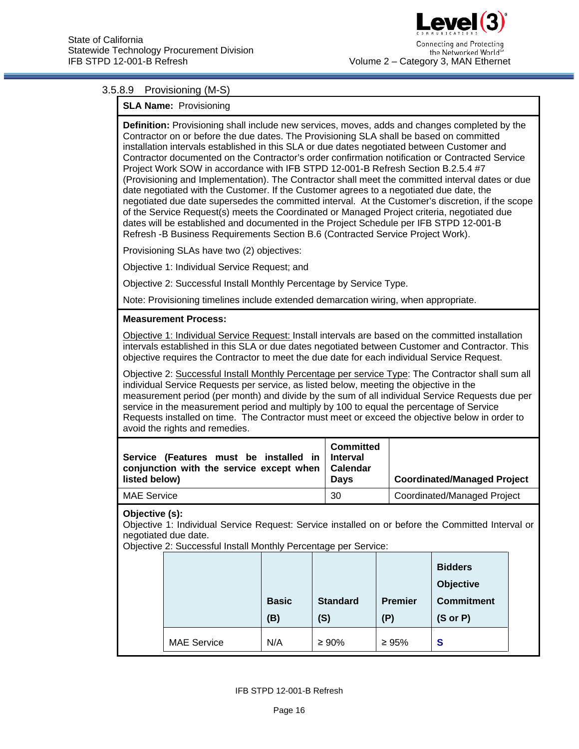### 3.5.8.9 Provisioning (M-S)

**SLA Name:** Provisioning

**Definition:** Provisioning shall include new services, moves, adds and changes completed by the Contractor on or before the due dates. The Provisioning SLA shall be based on committed installation intervals established in this SLA or due dates negotiated between Customer and Contractor documented on the Contractor's order confirmation notification or Contracted Service Project Work SOW in accordance with IFB STPD 12-001-B Refresh Section B.2.5.4 #7 (Provisioning and Implementation). The Contractor shall meet the committed interval dates or due date negotiated with the Customer. If the Customer agrees to a negotiated due date, the negotiated due date supersedes the committed interval. At the Customer's discretion, if the scope of the Service Request(s) meets the Coordinated or Managed Project criteria, negotiated due dates will be established and documented in the Project Schedule per IFB STPD 12-001-B Refresh -B Business Requirements Section B.6 (Contracted Service Project Work).

Provisioning SLAs have two (2) objectives:

Objective 1: Individual Service Request; and

Objective 2: Successful Install Monthly Percentage by Service Type.

Note: Provisioning timelines include extended demarcation wiring, when appropriate.

**Measurement Process:**

Objective 1: Individual Service Request: Install intervals are based on the committed installation intervals established in this SLA or due dates negotiated between Customer and Contractor. This objective requires the Contractor to meet the due date for each individual Service Request.

Objective 2: Successful Install Monthly Percentage per service Type: The Contractor shall sum all individual Service Requests per service, as listed below, meeting the objective in the measurement period (per month) and divide by the sum of all individual Service Requests due per service in the measurement period and multiply by 100 to equal the percentage of Service Requests installed on time. The Contractor must meet or exceed the objective below in order to avoid the rights and remedies.

| Service (Features must be installed in conjunction with the service except when listed below) | Committed Interval Calendar Days | Coordinated/Managed Project |
|---|---|---|
| MAE Service | 30 | Coordinated/Managed Project |

**Objective (s):**
Objective 1: Individual Service Request: Service installed on or before the Committed Interval or negotiated due date.
Objective 2: Successful Install Monthly Percentage per Service:

| | Basic (B) | Standard (S) | Premier (P) | Bidders Objective Commitment (S or P) |
|---|---|---|---|---|
| MAE Service | N/A | ≥ 90% | ≥ 95% | S |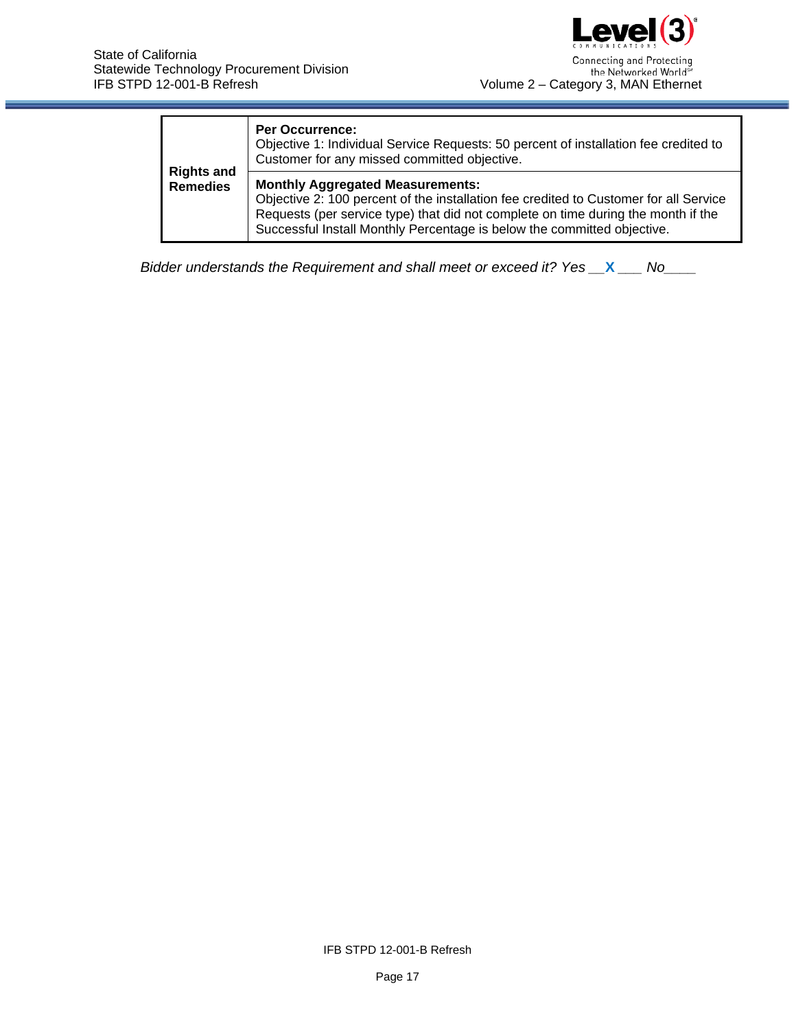| | |
|---|---|
| **Rights and Remedies** | **Per Occurrence:** Objective 1: Individual Service Requests: 50 percent of installation fee credited to Customer for any missed committed objective. |
| | **Monthly Aggregated Measurements:** Objective 2: 100 percent of the installation fee credited to Customer for all Service Requests (per service type) that did not complete on time during the month if the Successful Install Monthly Percentage is below the committed objective. |

*Bidder understands the Requirement and shall meet or exceed it? Yes __***X***___ No____*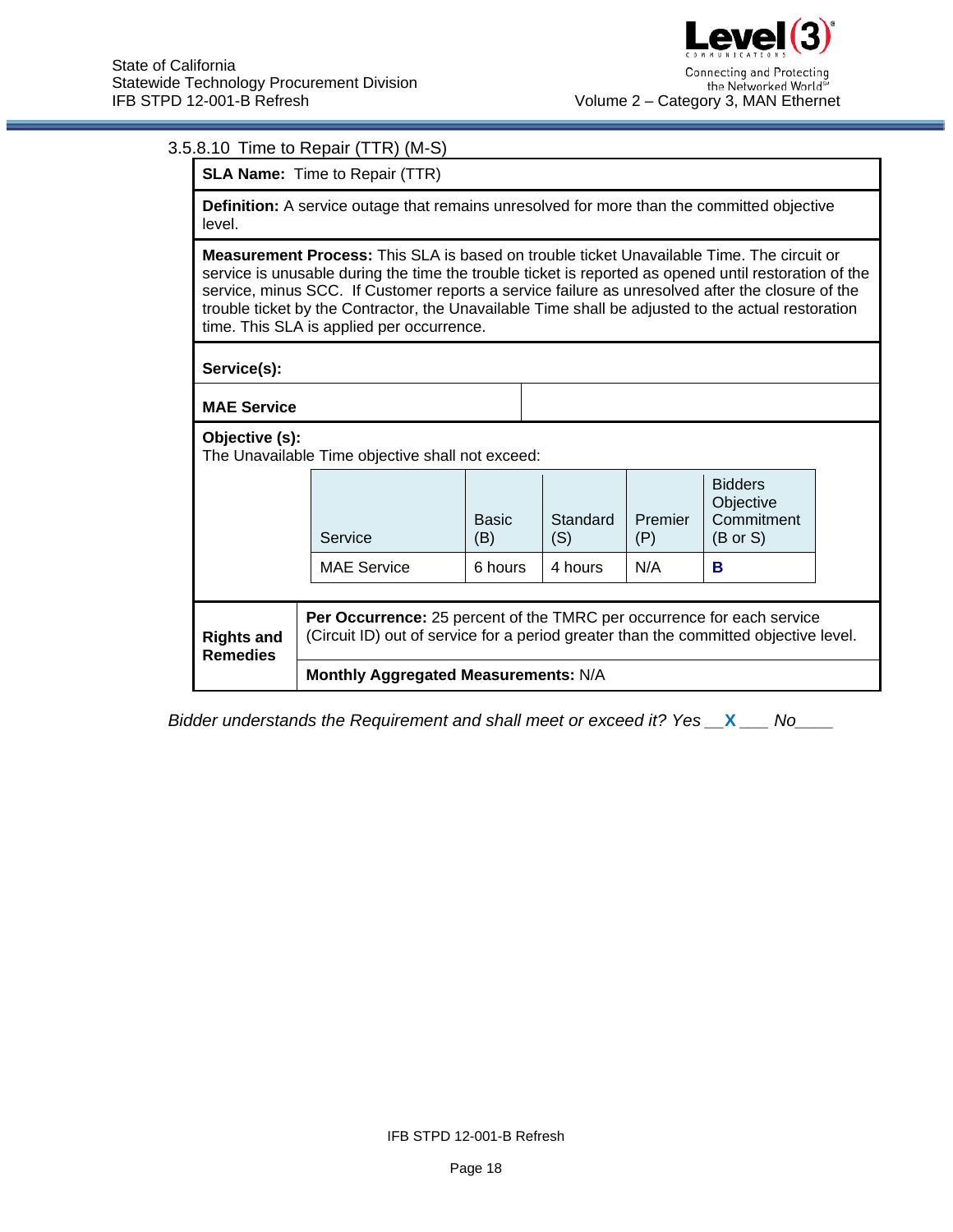### 3.5.8.10 Time to Repair (TTR) (M-S)

| **SLA Name:** Time to Repair (TTR) | |
|---|---|
| **Definition:** A service outage that remains unresolved for more than the committed objective level. | |
| **Measurement Process:** This SLA is based on trouble ticket Unavailable Time. The circuit or service is unusable during the time the trouble ticket is reported as opened until restoration of the service, minus SCC. If Customer reports a service failure as unresolved after the closure of the trouble ticket by the Contractor, the Unavailable Time shall be adjusted to the actual restoration time. This SLA is applied per occurrence. | |
| **Service(s):** | |
| **MAE Service** | |

**Objective (s):**
The Unavailable Time objective shall not exceed:

| Service | Basic (B) | Standard (S) | Premier (P) | Bidders Objective Commitment (B or S) |
|---|---|---|---|---|
| MAE Service | 6 hours | 4 hours | N/A | **B** |

| **Rights and Remedies** | |
|---|---|
| | **Per Occurrence:** 25 percent of the TMRC per occurrence for each service (Circuit ID) out of service for a period greater than the committed objective level. |
| | **Monthly Aggregated Measurements:** N/A |

*Bidder understands the Requirement and shall meet or exceed it? Yes __**X**___ No____*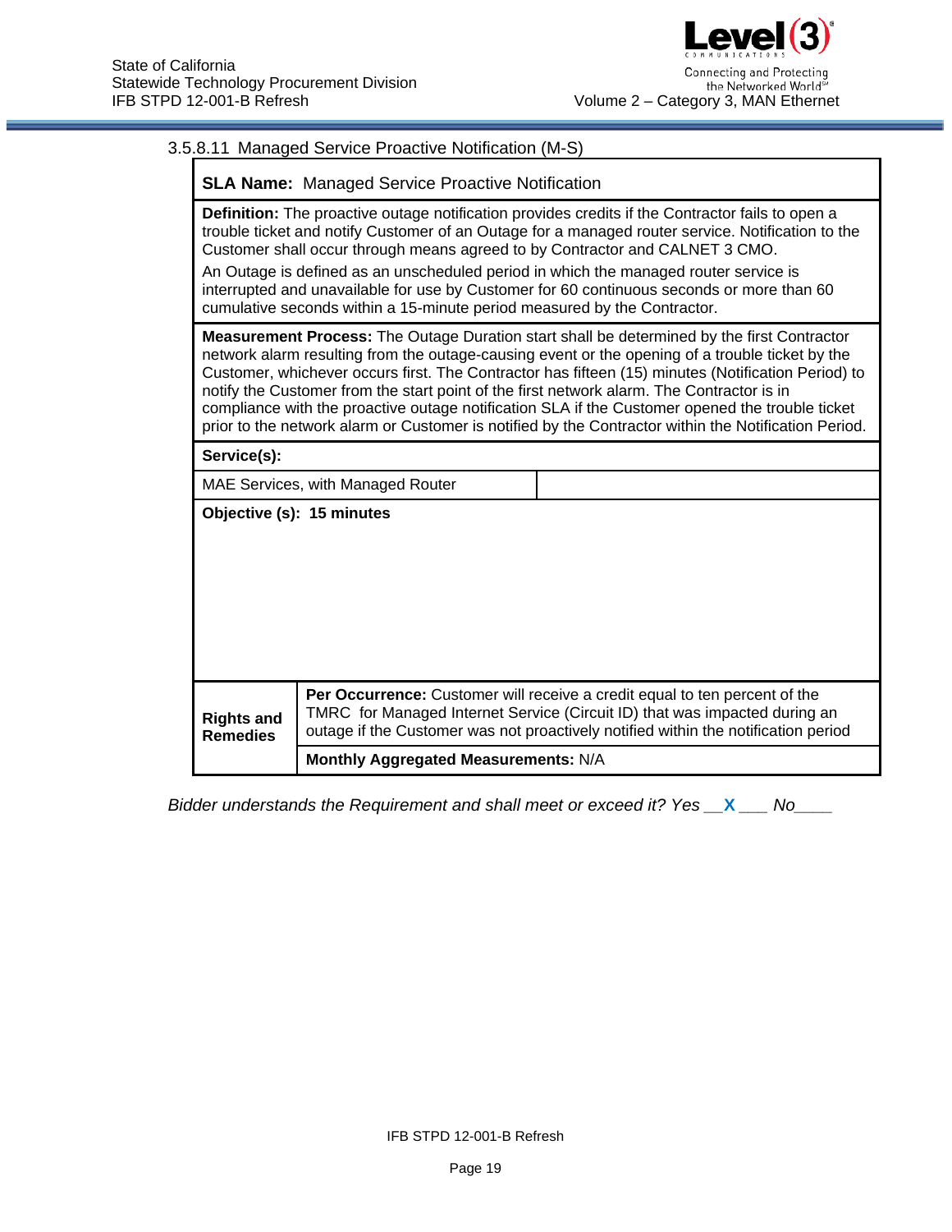### 3.5.8.11 Managed Service Proactive Notification (M-S)

| **SLA Name:** Managed Service Proactive Notification | |
|---|---|
| **Definition:** The proactive outage notification provides credits if the Contractor fails to open a trouble ticket and notify Customer of an Outage for a managed router service. Notification to the Customer shall occur through means agreed to by Contractor and CALNET 3 CMO.<br>An Outage is defined as an unscheduled period in which the managed router service is interrupted and unavailable for use by Customer for 60 continuous seconds or more than 60 cumulative seconds within a 15-minute period measured by the Contractor. | |
| **Measurement Process:** The Outage Duration start shall be determined by the first Contractor network alarm resulting from the outage-causing event or the opening of a trouble ticket by the Customer, whichever occurs first. The Contractor has fifteen (15) minutes (Notification Period) to notify the Customer from the start point of the first network alarm. The Contractor is in compliance with the proactive outage notification SLA if the Customer opened the trouble ticket prior to the network alarm or Customer is notified by the Contractor within the Notification Period. | |
| **Service(s):** | |
| MAE Services, with Managed Router | |
| **Objective (s): 15 minutes** | |
| **Rights and Remedies** | **Per Occurrence:** Customer will receive a credit equal to ten percent of the TMRC for Managed Internet Service (Circuit ID) that was impacted during an outage if the Customer was not proactively notified within the notification period |
| | **Monthly Aggregated Measurements:** N/A |

*Bidder understands the Requirement and shall meet or exceed it? Yes __X___ No____*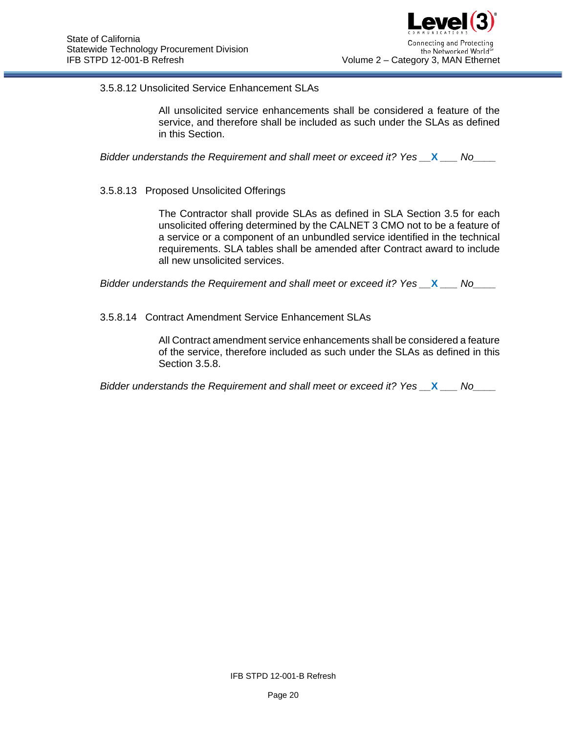3.5.8.12 Unsolicited Service Enhancement SLAs

All unsolicited service enhancements shall be considered a feature of the service, and therefore shall be included as such under the SLAs as defined in this Section.

*Bidder understands the Requirement and shall meet or exceed it? Yes __X___ No____*

3.5.8.13 Proposed Unsolicited Offerings

The Contractor shall provide SLAs as defined in SLA Section 3.5 for each unsolicited offering determined by the CALNET 3 CMO not to be a feature of a service or a component of an unbundled service identified in the technical requirements. SLA tables shall be amended after Contract award to include all new unsolicited services.

*Bidder understands the Requirement and shall meet or exceed it? Yes __X___ No____*

3.5.8.14 Contract Amendment Service Enhancement SLAs

All Contract amendment service enhancements shall be considered a feature of the service, therefore included as such under the SLAs as defined in this Section 3.5.8.

*Bidder understands the Requirement and shall meet or exceed it? Yes __X___ No____*